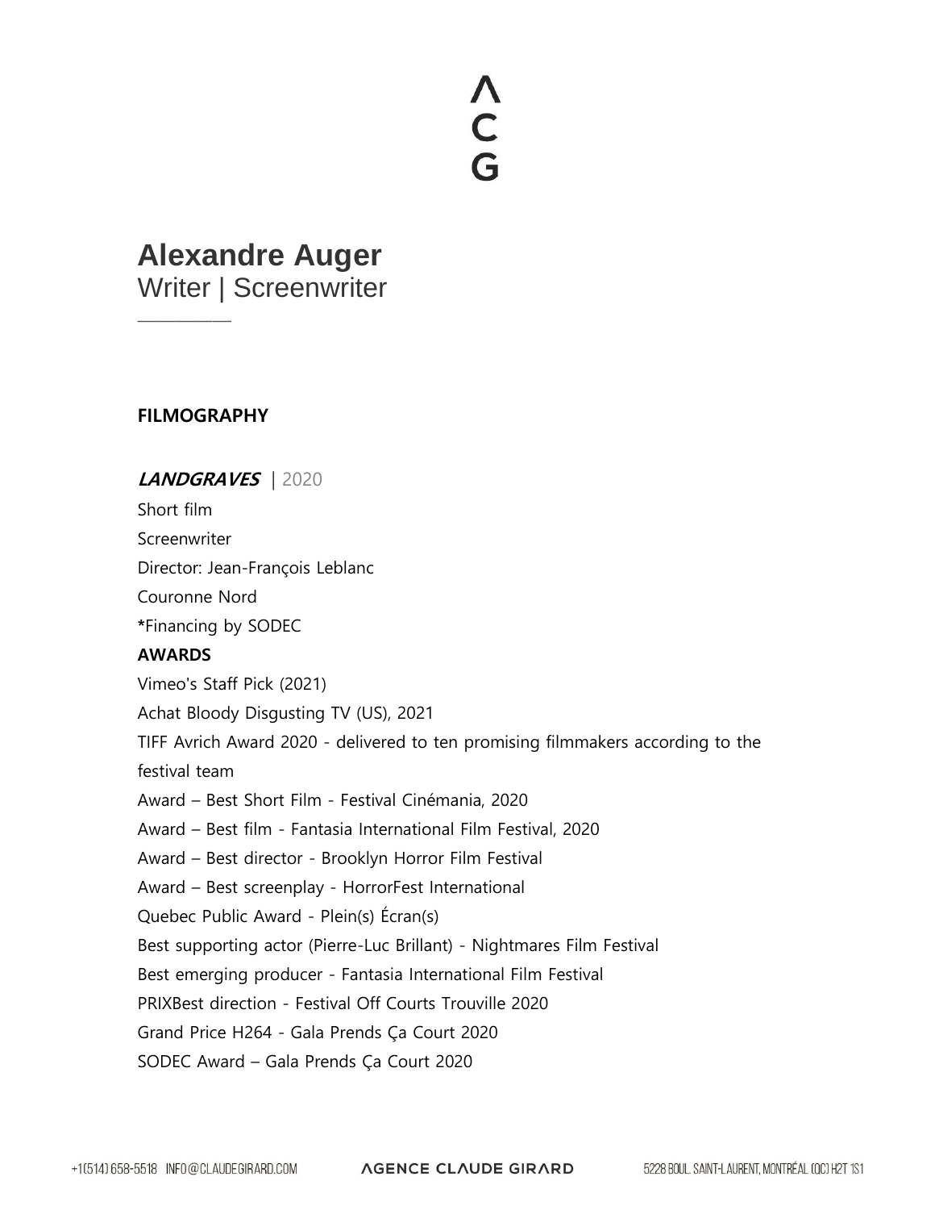# Alexandre Auger

Writer | Screenwriter

## FILMOGRAPHY

***LANDGRAVES*** | 2020

Short film

Screenwriter

Director: Jean-François Leblanc

Couronne Nord

**\***Financing by SODEC

**AWARDS**

Vimeo's Staff Pick (2021)

Achat Bloody Disgusting TV (US), 2021

TIFF Avrich Award 2020 - delivered to ten promising filmmakers according to the festival team

Award – Best Short Film - Festival Cinémania, 2020

Award – Best film - Fantasia International Film Festival, 2020

Award – Best director - Brooklyn Horror Film Festival

Award – Best screenplay - HorrorFest International

Quebec Public Award - Plein(s) Écran(s)

Best supporting actor (Pierre-Luc Brillant) - Nightmares Film Festival

Best emerging producer - Fantasia International Film Festival

PRIXBest direction - Festival Off Courts Trouville 2020

Grand Price H264 - Gala Prends Ça Court 2020

SODEC Award – Gala Prends Ça Court 2020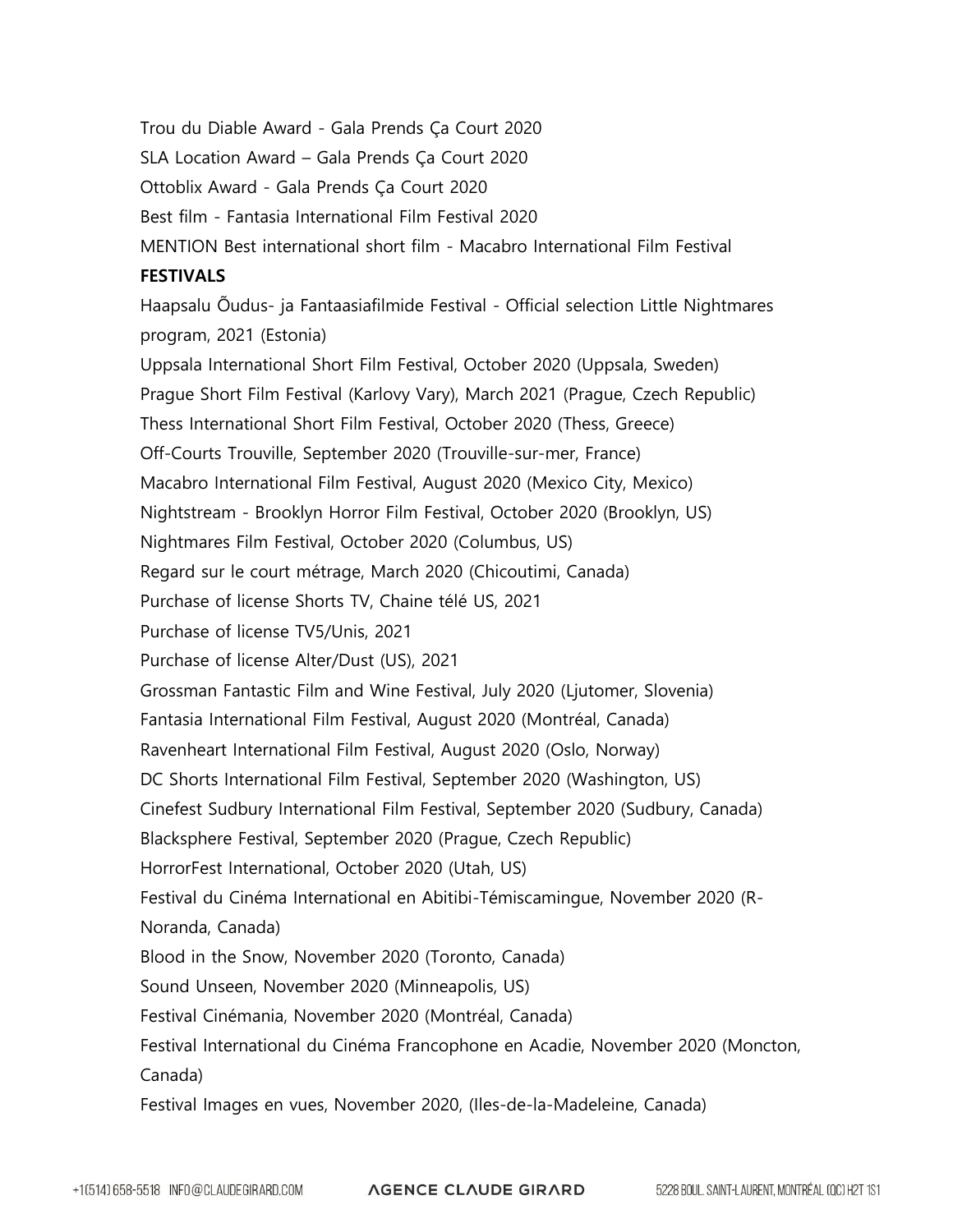Trou du Diable Award - Gala Prends Ça Court 2020

SLA Location Award – Gala Prends Ça Court 2020

Ottoblix Award - Gala Prends Ça Court 2020

Best film - Fantasia International Film Festival 2020

MENTION Best international short film - Macabro International Film Festival

**FESTIVALS**

Haapsalu Õudus- ja Fantaasiafilmide Festival - Official selection Little Nightmares program, 2021 (Estonia)

Uppsala International Short Film Festival, October 2020 (Uppsala, Sweden)

Prague Short Film Festival (Karlovy Vary), March 2021 (Prague, Czech Republic)

Thess International Short Film Festival, October 2020 (Thess, Greece)

Off-Courts Trouville, September 2020 (Trouville-sur-mer, France)

Macabro International Film Festival, August 2020 (Mexico City, Mexico)

Nightstream - Brooklyn Horror Film Festival, October 2020 (Brooklyn, US)

Nightmares Film Festival, October 2020 (Columbus, US)

Regard sur le court métrage, March 2020 (Chicoutimi, Canada)

Purchase of license Shorts TV, Chaine télé US, 2021

Purchase of license TV5/Unis, 2021

Purchase of license Alter/Dust (US), 2021

Grossman Fantastic Film and Wine Festival, July 2020 (Ljutomer, Slovenia)

Fantasia International Film Festival, August 2020 (Montréal, Canada)

Ravenheart International Film Festival, August 2020 (Oslo, Norway)

DC Shorts International Film Festival, September 2020 (Washington, US)

Cinefest Sudbury International Film Festival, September 2020 (Sudbury, Canada)

Blacksphere Festival, September 2020 (Prague, Czech Republic)

HorrorFest International, October 2020 (Utah, US)

Festival du Cinéma International en Abitibi-Témiscamingue, November 2020 (R-Noranda, Canada)

Blood in the Snow, November 2020 (Toronto, Canada)

Sound Unseen, November 2020 (Minneapolis, US)

Festival Cinémania, November 2020 (Montréal, Canada)

Festival International du Cinéma Francophone en Acadie, November 2020 (Moncton, Canada)

Festival Images en vues, November 2020, (Iles-de-la-Madeleine, Canada)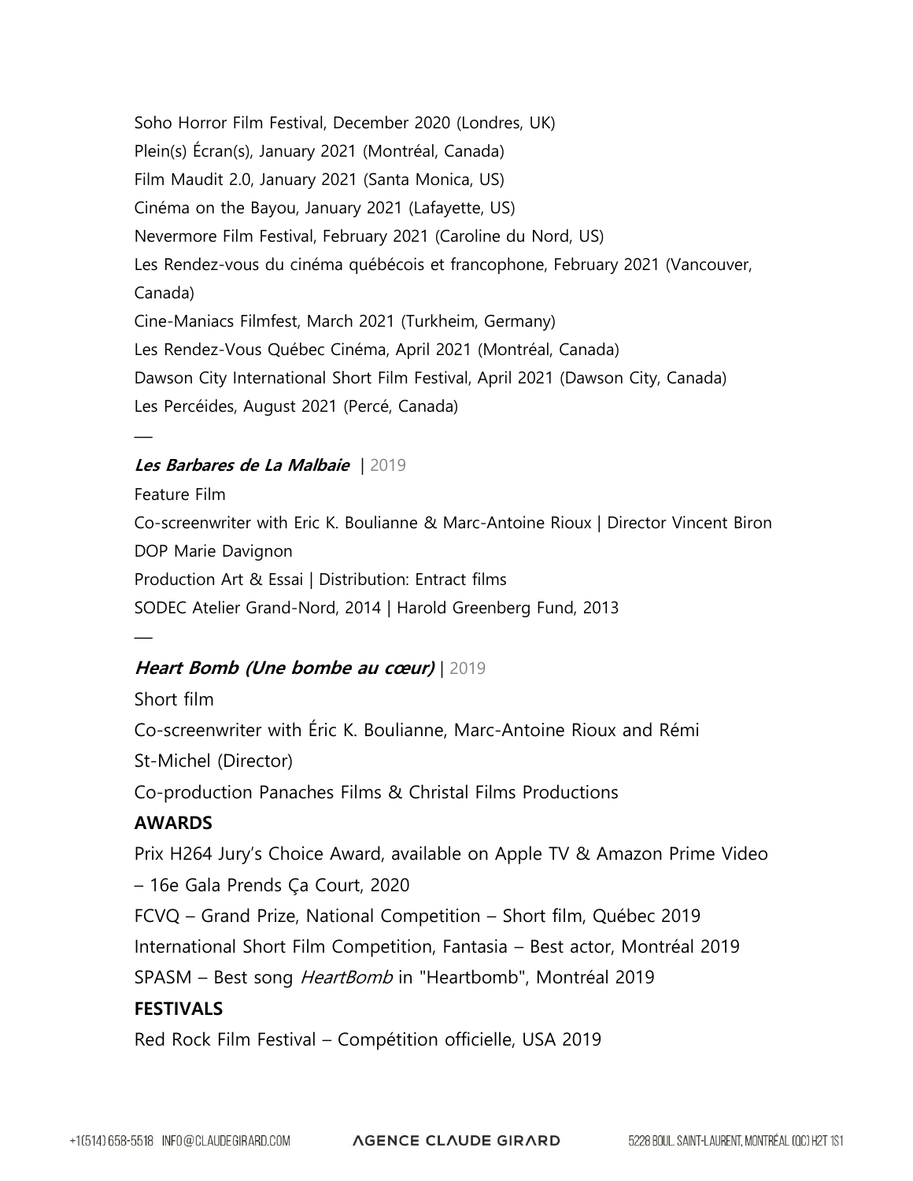Soho Horror Film Festival, December 2020 (Londres, UK)
Plein(s) Écran(s), January 2021 (Montréal, Canada)
Film Maudit 2.0, January 2021 (Santa Monica, US)
Cinéma on the Bayou, January 2021 (Lafayette, US)
Nevermore Film Festival, February 2021 (Caroline du Nord, US)
Les Rendez-vous du cinéma québécois et francophone, February 2021 (Vancouver, Canada)
Cine-Maniacs Filmfest, March 2021 (Turkheim, Germany)
Les Rendez-Vous Québec Cinéma, April 2021 (Montréal, Canada)
Dawson City International Short Film Festival, April 2021 (Dawson City, Canada)
Les Percéides, August 2021 (Percé, Canada)

—

***Les Barbares de La Malbaie*** | 2019

Feature Film
Co-screenwriter with Eric K. Boulianne & Marc-Antoine Rioux | Director Vincent Biron
DOP Marie Davignon
Production Art & Essai | Distribution: Entract films
SODEC Atelier Grand-Nord, 2014 | Harold Greenberg Fund, 2013

—

***Heart Bomb (Une bombe au cœur)*** | 2019

Short film
Co-screenwriter with Éric K. Boulianne, Marc-Antoine Rioux and Rémi St-Michel (Director)
Co-production Panaches Films & Christal Films Productions

**AWARDS**

Prix H264 Jury's Choice Award, available on Apple TV & Amazon Prime Video – 16e Gala Prends Ça Court, 2020
FCVQ – Grand Prize, National Competition – Short film, Québec 2019
International Short Film Competition, Fantasia – Best actor, Montréal 2019
SPASM – Best song *HeartBomb* in "Heartbomb", Montréal 2019

**FESTIVALS**

Red Rock Film Festival – Compétition officielle, USA 2019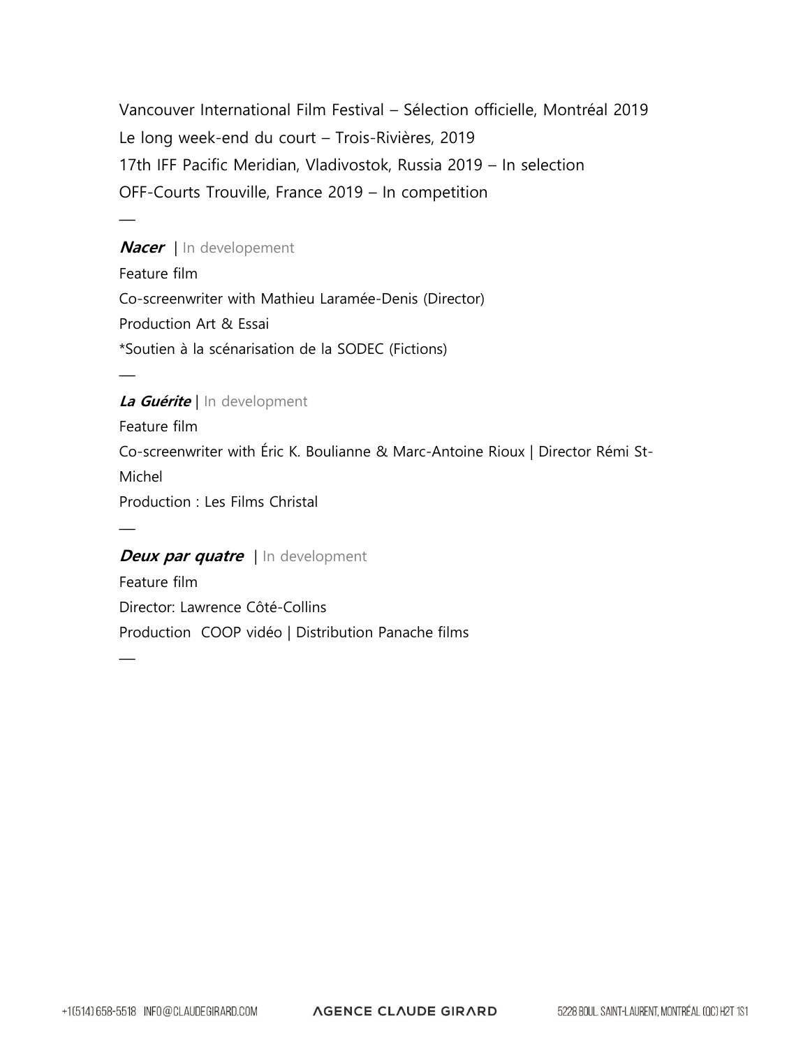Vancouver International Film Festival – Sélection officielle, Montréal 2019

Le long week-end du court – Trois-Rivières, 2019

17th IFF Pacific Meridian, Vladivostok, Russia 2019 – In selection

OFF-Courts Trouville, France 2019 – In competition

—

***Nacer*** | In developement

Feature film

Co-screenwriter with Mathieu Laramée-Denis (Director)

Production Art & Essai

*Soutien à la scénarisation de la SODEC (Fictions)

—

***La Guérite*** | In development

Feature film

Co-screenwriter with Éric K. Boulianne & Marc-Antoine Rioux | Director Rémi St-Michel

Production : Les Films Christal

—

***Deux par quatre*** | In development

Feature film

Director: Lawrence Côté-Collins

Production COOP vidéo | Distribution Panache films

—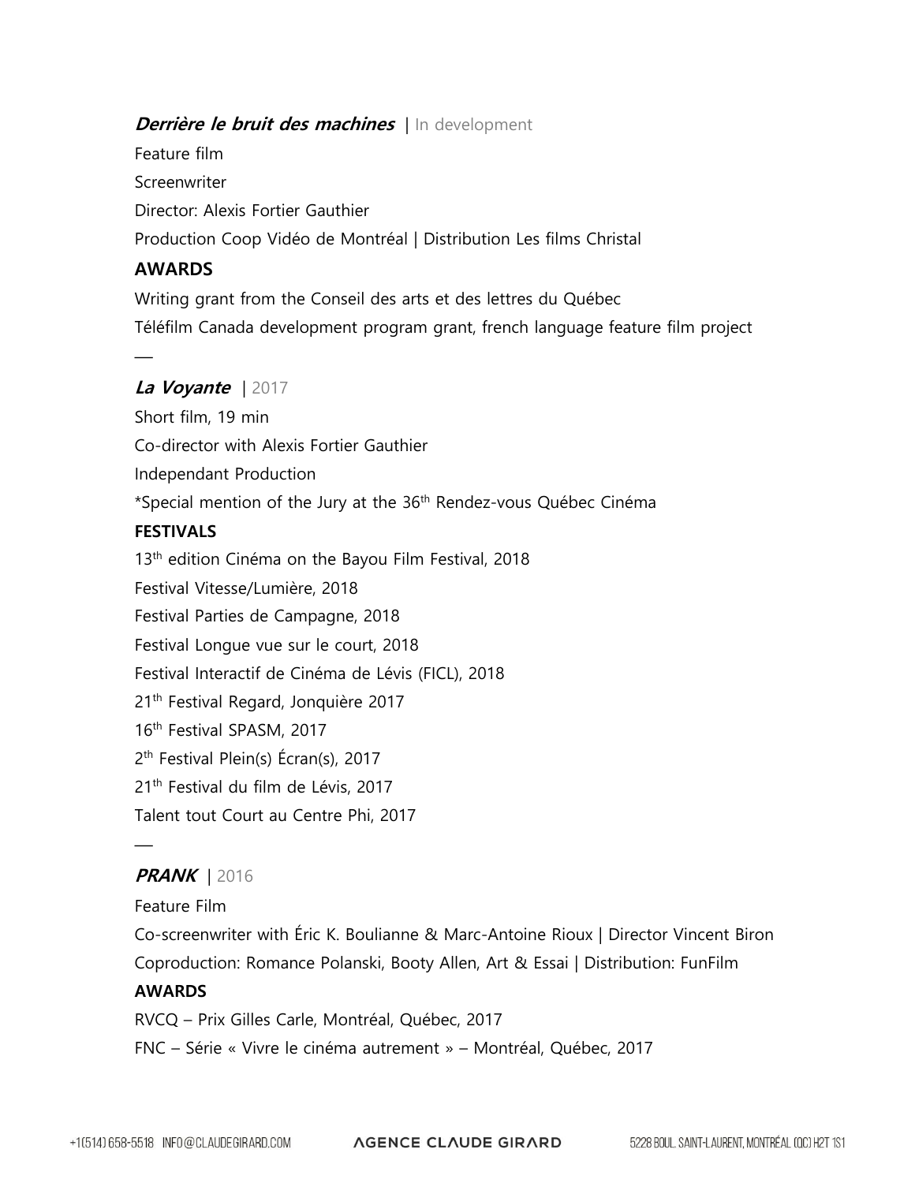***Derrière le bruit des machines*** | In development

Feature film

Screenwriter

Director: Alexis Fortier Gauthier

Production Coop Vidéo de Montréal | Distribution Les films Christal

**AWARDS**

Writing grant from the Conseil des arts et des lettres du Québec

Téléfilm Canada development program grant, french language feature film project

—

***La Voyante*** | 2017

Short film, 19 min

Co-director with Alexis Fortier Gauthier

Independant Production

*Special mention of the Jury at the 36th Rendez-vous Québec Cinéma

**FESTIVALS**

13th edition Cinéma on the Bayou Film Festival, 2018

Festival Vitesse/Lumière, 2018

Festival Parties de Campagne, 2018

Festival Longue vue sur le court, 2018

Festival Interactif de Cinéma de Lévis (FICL), 2018

21th Festival Regard, Jonquière 2017

16th Festival SPASM, 2017

2th Festival Plein(s) Écran(s), 2017

21th Festival du film de Lévis, 2017

Talent tout Court au Centre Phi, 2017

—

***PRANK*** | 2016

Feature Film

Co-screenwriter with Éric K. Boulianne & Marc-Antoine Rioux | Director Vincent Biron

Coproduction: Romance Polanski, Booty Allen, Art & Essai | Distribution: FunFilm

**AWARDS**

RVCQ – Prix Gilles Carle, Montréal, Québec, 2017

FNC – Série « Vivre le cinéma autrement » – Montréal, Québec, 2017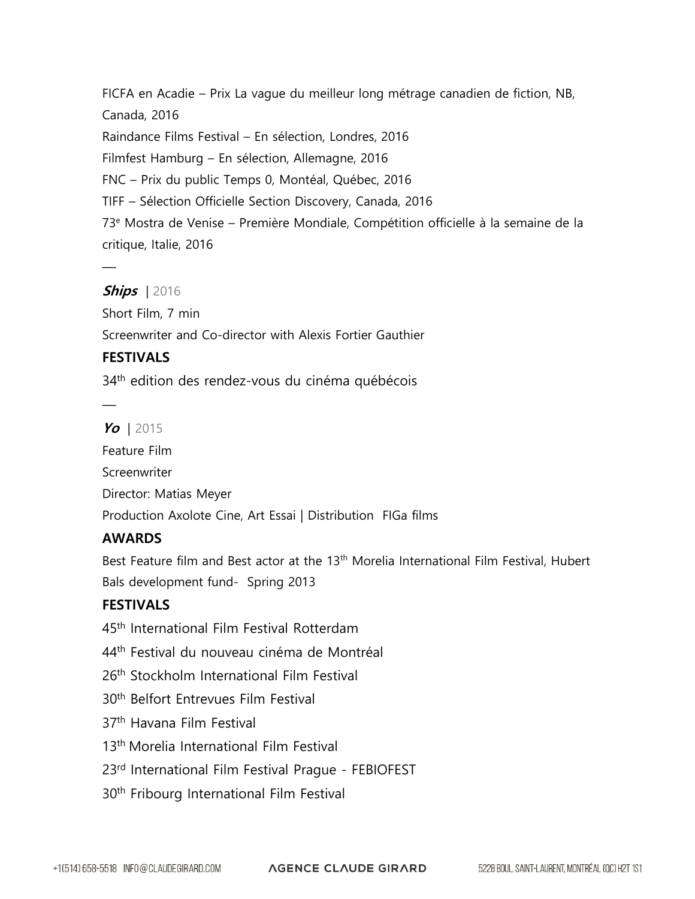FICFA en Acadie – Prix La vague du meilleur long métrage canadien de fiction, NB, Canada, 2016

Raindance Films Festival – En sélection, Londres, 2016

Filmfest Hamburg – En sélection, Allemagne, 2016

FNC – Prix du public Temps 0, Montéal, Québec, 2016

TIFF – Sélection Officielle Section Discovery, Canada, 2016

73e Mostra de Venise – Première Mondiale, Compétition officielle à la semaine de la critique, Italie, 2016

—

***Ships*** | 2016

Short Film, 7 min

Screenwriter and Co-director with Alexis Fortier Gauthier

**FESTIVALS**

34th edition des rendez-vous du cinéma québécois

—

***Yo*** | 2015

Feature Film

Screenwriter

Director: Matias Meyer

Production Axolote Cine, Art Essai | Distribution FIGa films

**AWARDS**

Best Feature film and Best actor at the 13th Morelia International Film Festival, Hubert Bals development fund- Spring 2013

**FESTIVALS**

45th International Film Festival Rotterdam

44th Festival du nouveau cinéma de Montréal

26th Stockholm International Film Festival

30th Belfort Entrevues Film Festival

37th Havana Film Festival

13th Morelia International Film Festival

23rd International Film Festival Prague - FEBIOFEST

30th Fribourg International Film Festival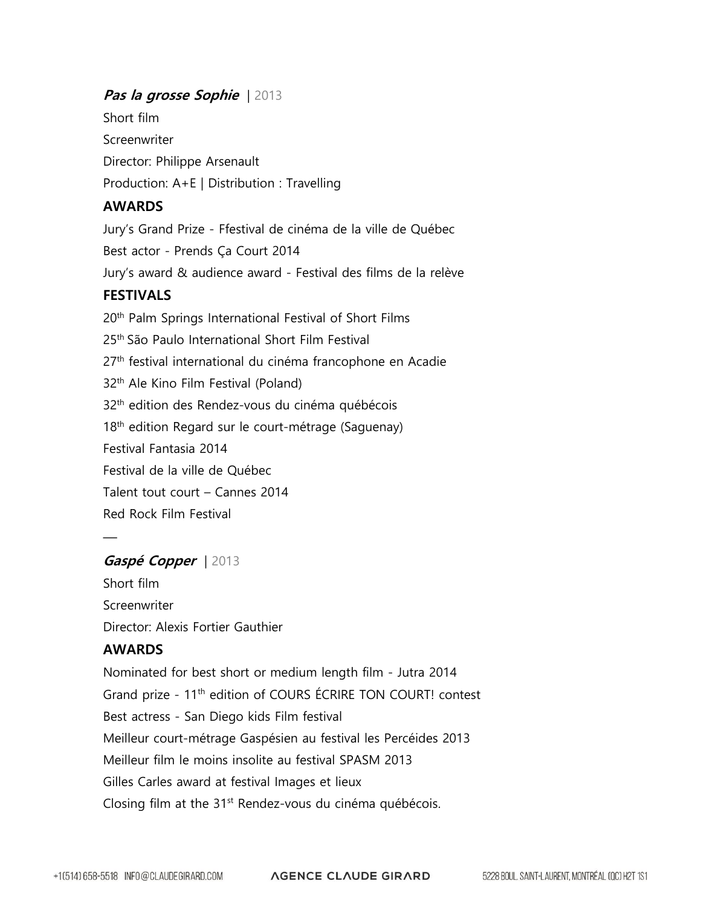***Pas la grosse Sophie*** | 2013

Short film

Screenwriter

Director: Philippe Arsenault

Production: A+E | Distribution : Travelling

**AWARDS**

Jury's Grand Prize - Ffestival de cinéma de la ville de Québec

Best actor - Prends Ça Court 2014

Jury's award & audience award - Festival des films de la relève

**FESTIVALS**

20th Palm Springs International Festival of Short Films

25th São Paulo International Short Film Festival

27th festival international du cinéma francophone en Acadie

32th Ale Kino Film Festival (Poland)

32th edition des Rendez-vous du cinéma québécois

18th edition Regard sur le court-métrage (Saguenay)

Festival Fantasia 2014

Festival de la ville de Québec

Talent tout court – Cannes 2014

Red Rock Film Festival

—

***Gaspé Copper*** | 2013

Short film

Screenwriter

Director: Alexis Fortier Gauthier

**AWARDS**

Nominated for best short or medium length film - Jutra 2014

Grand prize - 11th edition of COURS ÉCRIRE TON COURT! contest

Best actress - San Diego kids Film festival

Meilleur court-métrage Gaspésien au festival les Percéides 2013

Meilleur film le moins insolite au festival SPASM 2013

Gilles Carles award at festival Images et lieux

Closing film at the 31st Rendez-vous du cinéma québécois.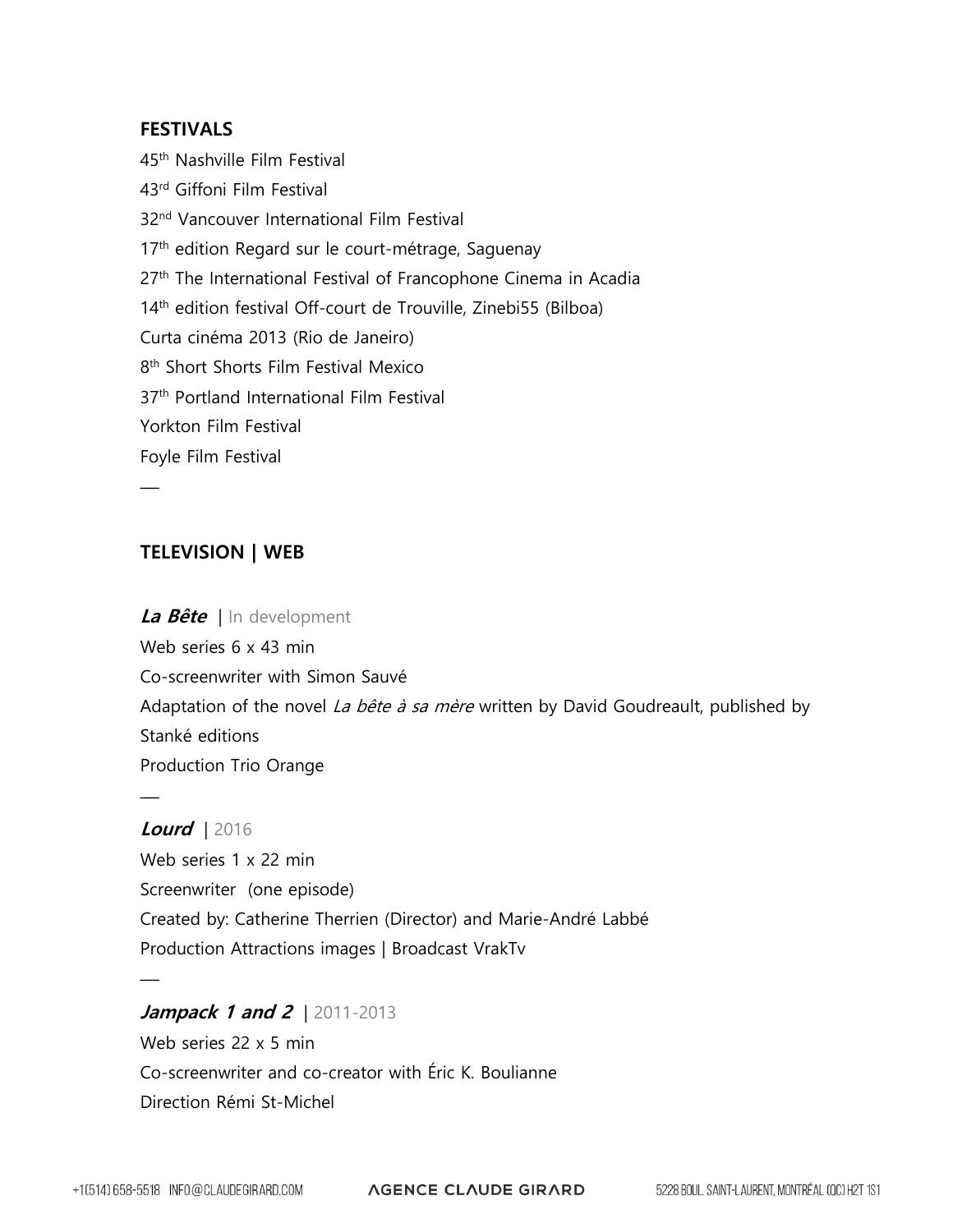## FESTIVALS

45th Nashville Film Festival

43rd Giffoni Film Festival

32nd Vancouver International Film Festival

17th edition Regard sur le court-métrage, Saguenay

27th The International Festival of Francophone Cinema in Acadia

14th edition festival Off-court de Trouville, Zinebi55 (Bilboa)

Curta cinéma 2013 (Rio de Janeiro)

8th Short Shorts Film Festival Mexico

37th Portland International Film Festival

Yorkton Film Festival

Foyle Film Festival

—

## TELEVISION | WEB

***La Bête*** | In development

Web series 6 x 43 min

Co-screenwriter with Simon Sauvé

Adaptation of the novel *La bête à sa mère* written by David Goudreault, published by Stanké editions

Production Trio Orange

—

***Lourd*** | 2016

Web series 1 x 22 min

Screenwriter (one episode)

Created by: Catherine Therrien (Director) and Marie-André Labbé

Production Attractions images | Broadcast VrakTv

—

***Jampack 1 and 2*** | 2011-2013

Web series 22 x 5 min

Co-screenwriter and co-creator with Éric K. Boulianne

Direction Rémi St-Michel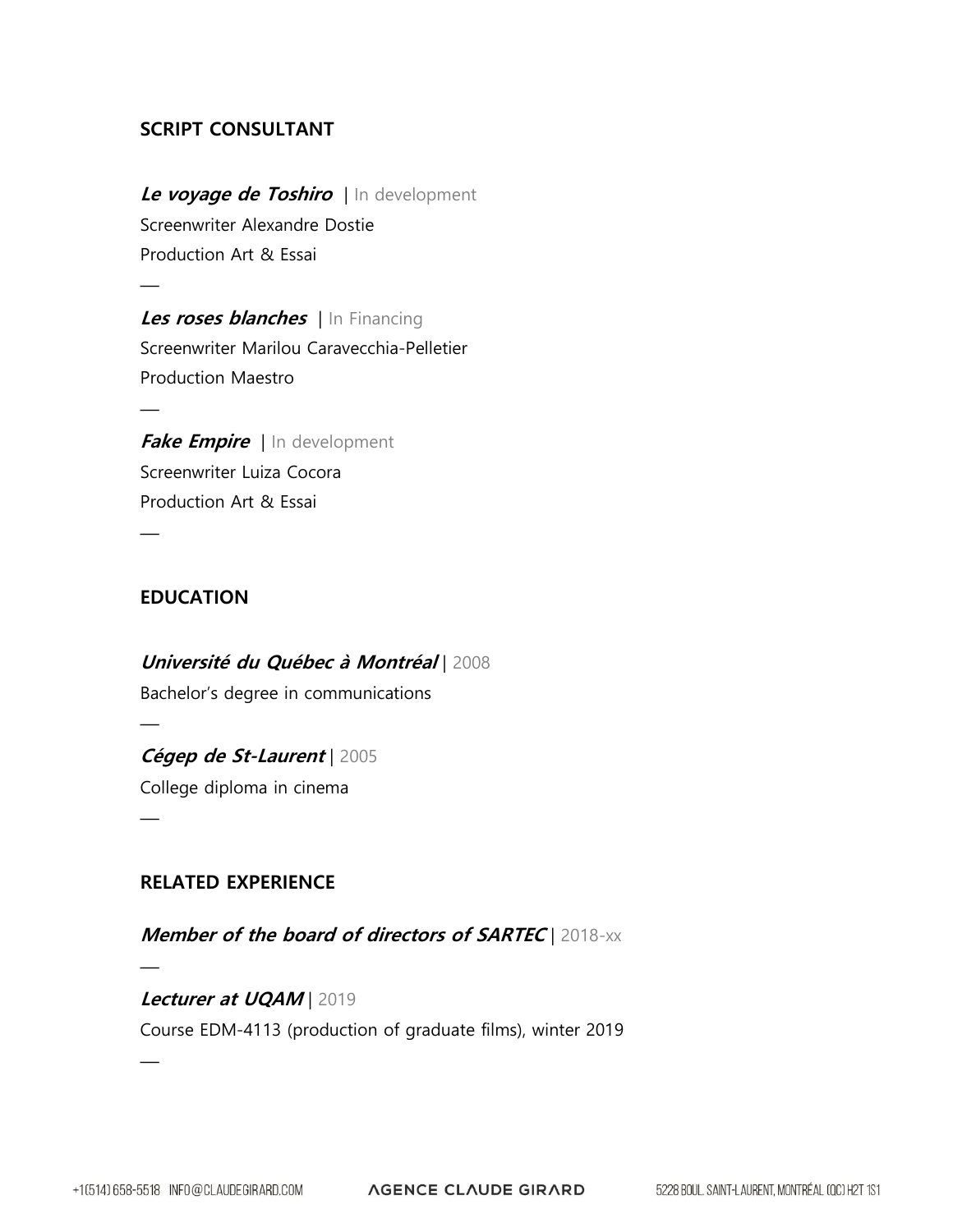## SCRIPT CONSULTANT

***Le voyage de Toshiro*** | In development
Screenwriter Alexandre Dostie
Production Art & Essai

—

***Les roses blanches*** | In Financing
Screenwriter Marilou Caravecchia-Pelletier
Production Maestro

—

***Fake Empire*** | In development
Screenwriter Luiza Cocora
Production Art & Essai

—

## EDUCATION

***Université du Québec à Montréal*** | 2008
Bachelor's degree in communications

—

***Cégep de St-Laurent*** | 2005
College diploma in cinema

—

## RELATED EXPERIENCE

***Member of the board of directors of SARTEC*** | 2018-xx

—

***Lecturer at UQAM*** | 2019
Course EDM-4113 (production of graduate films), winter 2019

—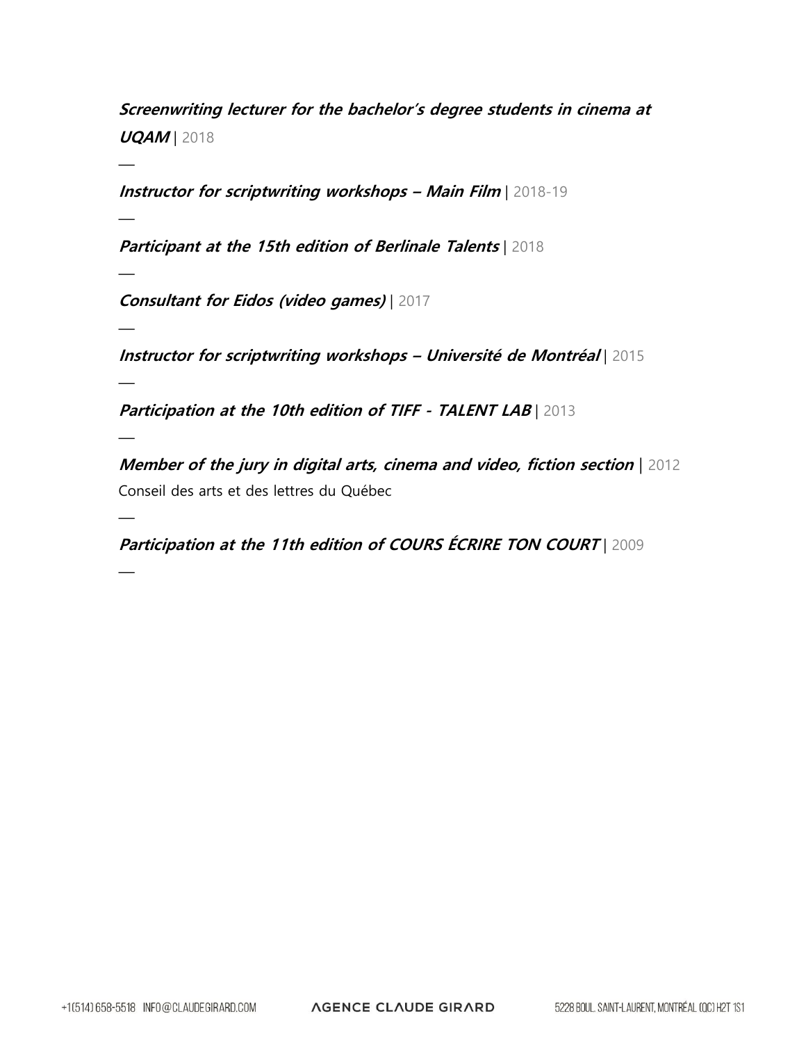***Screenwriting lecturer for the bachelor's degree students in cinema at UQAM*** | 2018

—

***Instructor for scriptwriting workshops – Main Film*** | 2018-19

—

***Participant at the 15th edition of Berlinale Talents*** | 2018

—

***Consultant for Eidos (video games)*** | 2017

—

***Instructor for scriptwriting workshops – Université de Montréal*** | 2015

—

***Participation at the 10th edition of TIFF - TALENT LAB*** | 2013

—

***Member of the jury in digital arts, cinema and video, fiction section*** | 2012
Conseil des arts et des lettres du Québec

—

***Participation at the 11th edition of COURS ÉCRIRE TON COURT*** | 2009

—